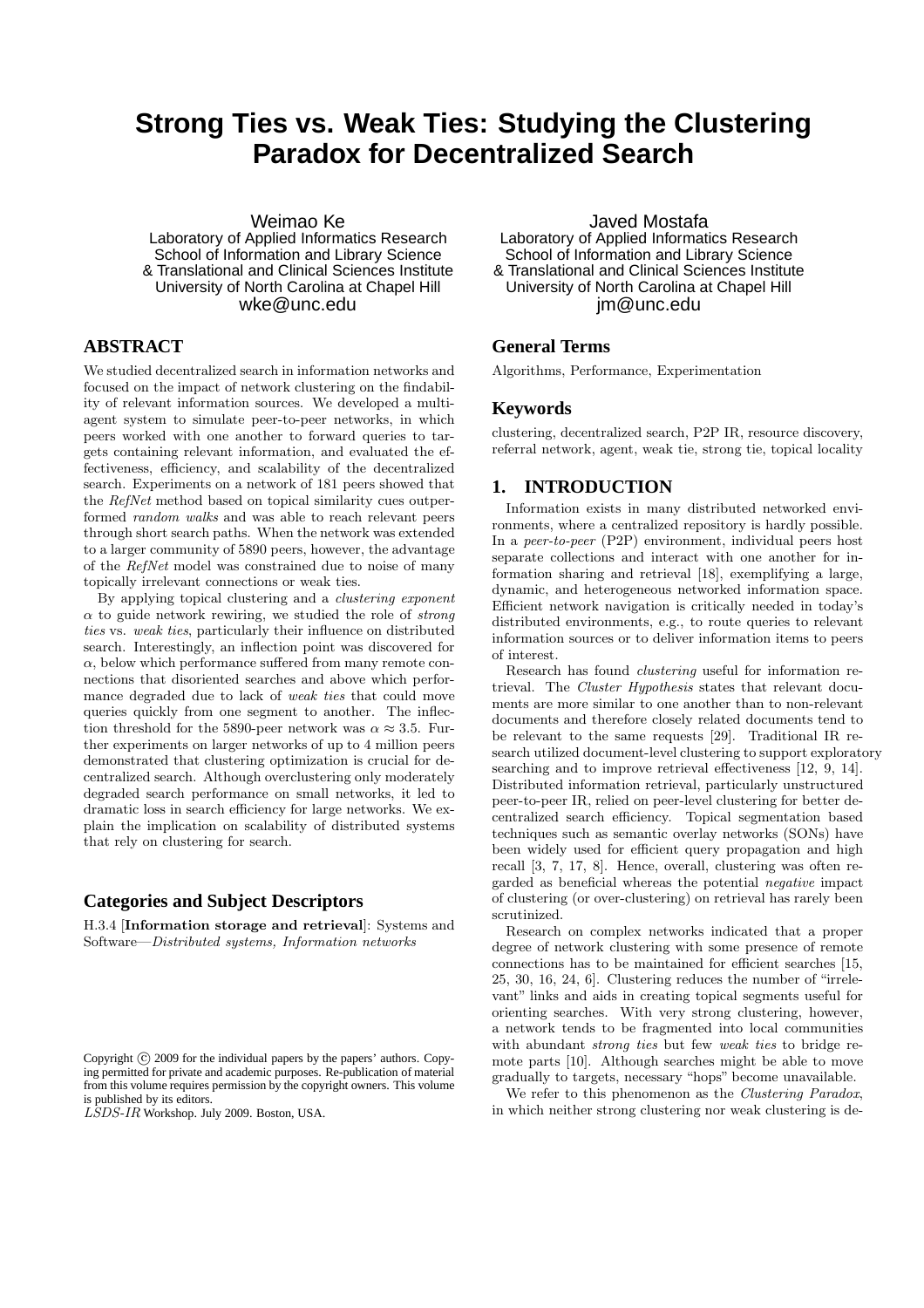# Strong Ties vs. Weak Ties: Studying the Clustering Paradox for Decentralized Search

Weimao Ke
Laboratory of Applied Informatics Research
School of Information and Library Science
& Translational and Clinical Sciences Institute
University of North Carolina at Chapel Hill
wke@unc.edu

Javed Mostafa
Laboratory of Applied Informatics Research
School of Information and Library Science
& Translational and Clinical Sciences Institute
University of North Carolina at Chapel Hill
jm@unc.edu

## ABSTRACT

We studied decentralized search in information networks and focused on the impact of network clustering on the findability of relevant information sources. We developed a multi-agent system to simulate peer-to-peer networks, in which peers worked with one another to forward queries to targets containing relevant information, and evaluated the effectiveness, efficiency, and scalability of the decentralized search. Experiments on a network of 181 peers showed that the *RefNet* method based on topical similarity cues outperformed *random walks* and was able to reach relevant peers through short search paths. When the network was extended to a larger community of 5890 peers, however, the advantage of the *RefNet* model was constrained due to noise of many topically irrelevant connections or weak ties.

By applying topical clustering and a *clustering exponent* $\alpha$ to guide network rewiring, we studied the role of *strong ties* vs. *weak ties*, particularly their influence on distributed search. Interestingly, an inflection point was discovered for $\alpha$, below which performance suffered from many remote connections that disoriented searches and above which performance degraded due to lack of *weak ties* that could move queries quickly from one segment to another. The inflection threshold for the 5890-peer network was $\alpha \approx 3.5$. Further experiments on larger networks of up to 4 million peers demonstrated that clustering optimization is crucial for decentralized search. Although overclustering only moderately degraded search performance on small networks, it led to dramatic loss in search efficiency for large networks. We explain the implication on scalability of distributed systems that rely on clustering for search.

### Categories and Subject Descriptors

H.3.4 [**Information storage and retrieval**]: Systems and Software—*Distributed systems, Information networks*

### General Terms

Algorithms, Performance, Experimentation

### Keywords

clustering, decentralized search, P2P IR, resource discovery, referral network, agent, weak tie, strong tie, topical locality

## 1. INTRODUCTION

Information exists in many distributed networked environments, where a centralized repository is hardly possible. In a *peer-to-peer* (P2P) environment, individual peers host separate collections and interact with one another for information sharing and retrieval [18], exemplifying a large, dynamic, and heterogeneous networked information space. Efficient network navigation is critically needed in today's distributed environments, e.g., to route queries to relevant information sources or to deliver information items to peers of interest.

Research has found *clustering* useful for information retrieval. The *Cluster Hypothesis* states that relevant documents are more similar to one another than to non-relevant documents and therefore closely related documents tend to be relevant to the same requests [29]. Traditional IR research utilized document-level clustering to support exploratory searching and to improve retrieval effectiveness [12, 9, 14]. Distributed information retrieval, particularly unstructured peer-to-peer IR, relied on peer-level clustering for better decentralized search efficiency. Topical segmentation based techniques such as semantic overlay networks (SONs) have been widely used for efficient query propagation and high recall [3, 7, 17, 8]. Hence, overall, clustering was often regarded as beneficial whereas the potential *negative* impact of clustering (or over-clustering) on retrieval has rarely been scrutinized.

Research on complex networks indicated that a proper degree of network clustering with some presence of remote connections has to be maintained for efficient searches [15, 25, 30, 16, 24, 6]. Clustering reduces the number of "irrelevant" links and aids in creating topical segments useful for orienting searches. With very strong clustering, however, a network tends to be fragmented into local communities with abundant *strong ties* but few *weak ties* to bridge remote parts [10]. Although searches might be able to move gradually to targets, necessary "hops" become unavailable.

We refer to this phenomenon as the *Clustering Paradox*, in which neither strong clustering nor weak clustering is de-

Copyright © 2009 for the individual papers by the papers' authors. Copying permitted for private and academic purposes. Re-publication of material from this volume requires permission by the copyright owners. This volume is published by its editors.
*LSDS-IR* Workshop. July 2009. Boston, USA.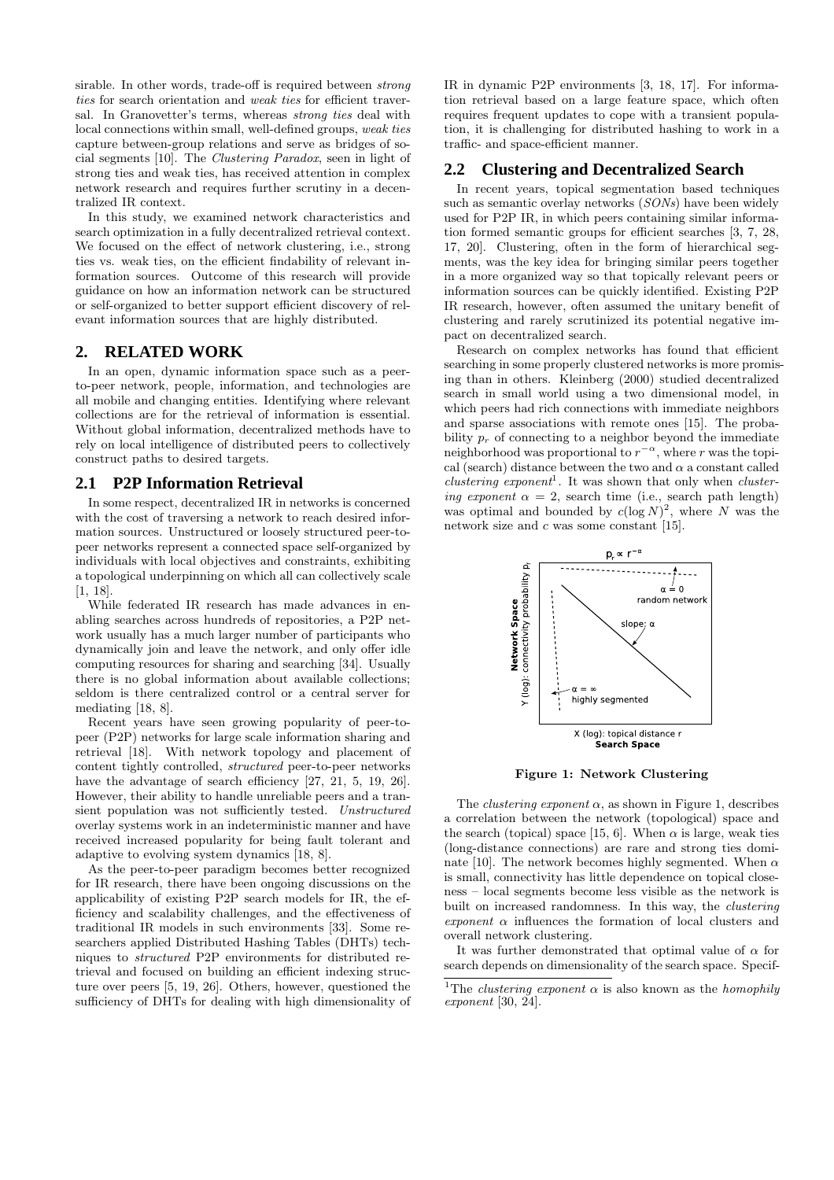sirable. In other words, trade-off is required between *strong ties* for search orientation and *weak ties* for efficient traversal. In Granovetter's terms, whereas *strong ties* deal with local connections within small, well-defined groups, *weak ties* capture between-group relations and serve as bridges of social segments [10]. The *Clustering Paradox*, seen in light of strong ties and weak ties, has received attention in complex network research and requires further scrutiny in a decentralized IR context.

In this study, we examined network characteristics and search optimization in a fully decentralized retrieval context. We focused on the effect of network clustering, i.e., strong ties vs. weak ties, on the efficient findability of relevant information sources. Outcome of this research will provide guidance on how an information network can be structured or self-organized to better support efficient discovery of relevant information sources that are highly distributed.

## 2. RELATED WORK

In an open, dynamic information space such as a peer-to-peer network, people, information, and technologies are all mobile and changing entities. Identifying where relevant collections are for the retrieval of information is essential. Without global information, decentralized methods have to rely on local intelligence of distributed peers to collectively construct paths to desired targets.

### 2.1 P2P Information Retrieval

In some respect, decentralized IR in networks is concerned with the cost of traversing a network to reach desired information sources. Unstructured or loosely structured peer-to-peer networks represent a connected space self-organized by individuals with local objectives and constraints, exhibiting a topological underpinning on which all can collectively scale [1, 18].

While federated IR research has made advances in enabling searches across hundreds of repositories, a P2P network usually has a much larger number of participants who dynamically join and leave the network, and only offer idle computing resources for sharing and searching [34]. Usually there is no global information about available collections; seldom is there centralized control or a central server for mediating [18, 8].

Recent years have seen growing popularity of peer-to-peer (P2P) networks for large scale information sharing and retrieval [18]. With network topology and placement of content tightly controlled, *structured* peer-to-peer networks have the advantage of search efficiency [27, 21, 5, 19, 26]. However, their ability to handle unreliable peers and a transient population was not sufficiently tested. *Unstructured* overlay systems work in an indeterministic manner and have received increased popularity for being fault tolerant and adaptive to evolving system dynamics [18, 8].

As the peer-to-peer paradigm becomes better recognized for IR research, there have been ongoing discussions on the applicability of existing P2P search models for IR, the efficiency and scalability challenges, and the effectiveness of traditional IR models in such environments [33]. Some researchers applied Distributed Hashing Tables (DHTs) techniques to *structured* P2P environments for distributed retrieval and focused on building an efficient indexing structure over peers [5, 19, 26]. Others, however, questioned the sufficiency of DHTs for dealing with high dimensionality of IR in dynamic P2P environments [3, 18, 17]. For information retrieval based on a large feature space, which often requires frequent updates to cope with a transient population, it is challenging for distributed hashing to work in a traffic- and space-efficient manner.

### 2.2 Clustering and Decentralized Search

In recent years, topical segmentation based techniques such as semantic overlay networks (*SONs*) have been widely used for P2P IR, in which peers containing similar information formed semantic groups for efficient searches [3, 7, 28, 17, 20]. Clustering, often in the form of hierarchical segments, was the key idea for bringing similar peers together in a more organized way so that topically relevant peers or information sources can be quickly identified. Existing P2P IR research, however, often assumed the unitary benefit of clustering and rarely scrutinized its potential negative impact on decentralized search.

Research on complex networks has found that efficient searching in some properly clustered networks is more promising than in others. Kleinberg (2000) studied decentralized search in small world using a two dimensional model, in which peers had rich connections with immediate neighbors and sparse associations with remote ones [15]. The probability $p_r$ of connecting to a neighbor beyond the immediate neighborhood was proportional to $r^{-\alpha}$, where $r$ was the topical (search) distance between the two and $\alpha$ a constant called *clustering exponent*[1]. It was shown that only when *clustering exponent* $\alpha = 2$, search time (i.e., search path length) was optimal and bounded by $c(\log N)^2$, where $N$ was the network size and $c$ was some constant [15].

**Figure 1: Network Clustering**

The *clustering exponent* $\alpha$, as shown in Figure 1, describes a correlation between the network (topological) space and the search (topical) space [15, 6]. When $\alpha$ is large, weak ties (long-distance connections) are rare and strong ties dominate [10]. The network becomes highly segmented. When $\alpha$ is small, connectivity has little dependence on topical closeness – local segments become less visible as the network is built on increased randomness. In this way, the *clustering exponent* $\alpha$ influences the formation of local clusters and overall network clustering.

It was further demonstrated that optimal value of $\alpha$ for search depends on dimensionality of the search space. Specif-

[1] The *clustering exponent* $\alpha$ is also known as the *homophily exponent* [30, 24].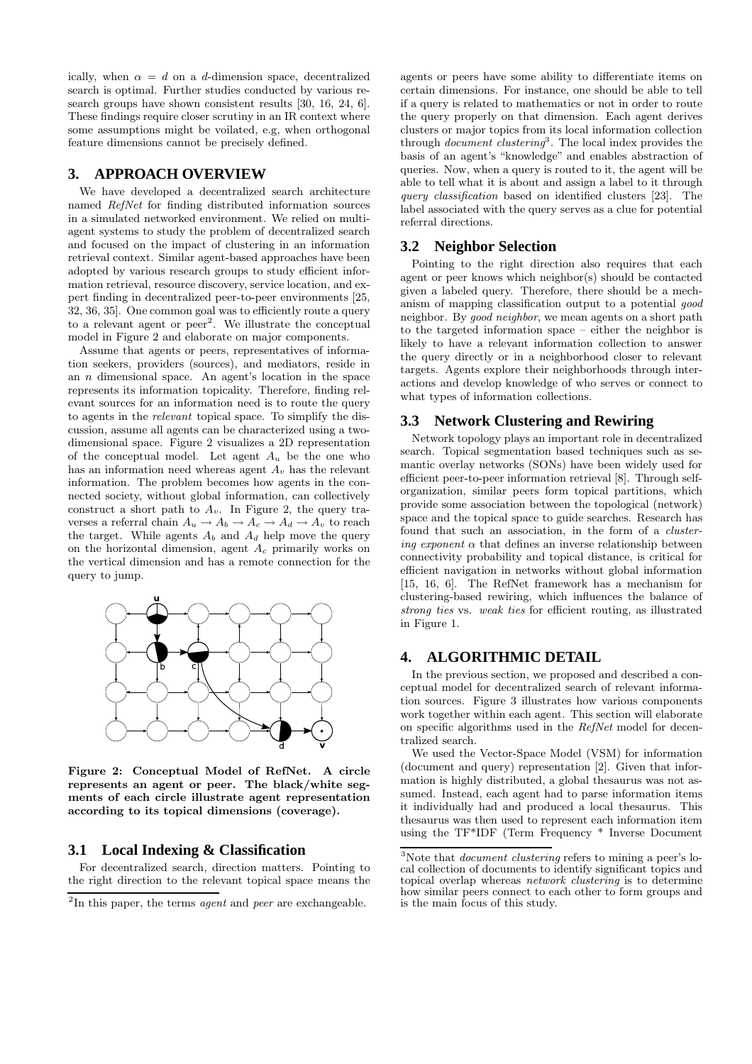ically, when $\alpha = d$ on a $d$-dimension space, decentralized search is optimal. Further studies conducted by various research groups have shown consistent results [30, 16, 24, 6]. These findings require closer scrutiny in an IR context where some assumptions might be voilated, e.g, when orthogonal feature dimensions cannot be precisely defined.

## 3. APPROACH OVERVIEW

We have developed a decentralized search architecture named *RefNet* for finding distributed information sources in a simulated networked environment. We relied on multi-agent systems to study the problem of decentralized search and focused on the impact of clustering in an information retrieval context. Similar agent-based approaches have been adopted by various research groups to study efficient information retrieval, resource discovery, service location, and expert finding in decentralized peer-to-peer environments [25, 32, 36, 35]. One common goal was to efficiently route a query to a relevant agent or peer[2]. We illustrate the conceptual model in Figure 2 and elaborate on major components.

Assume that agents or peers, representatives of information seekers, providers (sources), and mediators, reside in an $n$ dimensional space. An agent's location in the space represents its information topicality. Therefore, finding relevant sources for an information need is to route the query to agents in the *relevant* topical space. To simplify the discussion, assume all agents can be characterized using a two-dimensional space. Figure 2 visualizes a 2D representation of the conceptual model. Let agent $A_u$ be the one who has an information need whereas agent $A_v$ has the relevant information. The problem becomes how agents in the connected society, without global information, can collectively construct a short path to $A_v$. In Figure 2, the query traverses a referral chain $A_u \rightarrow A_b \rightarrow A_c \rightarrow A_d \rightarrow A_v$ to reach the target. While agents $A_b$ and $A_d$ help move the query on the horizontal dimension, agent $A_c$ primarily works on the vertical dimension and has a remote connection for the query to jump.

**Figure 2: Conceptual Model of RefNet. A circle represents an agent or peer. The black/white segments of each circle illustrate agent representation according to its topical dimensions (coverage).**

### 3.1 Local Indexing & Classification

For decentralized search, direction matters. Pointing to the right direction to the relevant topical space means the agents or peers have some ability to differentiate items on certain dimensions. For instance, one should be able to tell if a query is related to mathematics or not in order to route the query properly on that dimension. Each agent derives clusters or major topics from its local information collection through *document clustering*[3]. The local index provides the basis of an agent's "knowledge" and enables abstraction of queries. Now, when a query is routed to it, the agent will be able to tell what it is about and assign a label to it through *query classification* based on identified clusters [23]. The label associated with the query serves as a clue for potential referral directions.

### 3.2 Neighbor Selection

Pointing to the right direction also requires that each agent or peer knows which neighbor(s) should be contacted given a labeled query. Therefore, there should be a mechanism of mapping classification output to a potential *good* neighbor. By *good neighbor*, we mean agents on a short path to the targeted information space – either the neighbor is likely to have a relevant information collection to answer the query directly or in a neighborhood closer to relevant targets. Agents explore their neighborhoods through interactions and develop knowledge of who serves or connect to what types of information collections.

### 3.3 Network Clustering and Rewiring

Network topology plays an important role in decentralized search. Topical segmentation based techniques such as semantic overlay networks (SONs) have been widely used for efficient peer-to-peer information retrieval [8]. Through self-organization, similar peers form topical partitions, which provide some association between the topological (network) space and the topical space to guide searches. Research has found that such an association, in the form of a *clustering exponent* $\alpha$ that defines an inverse relationship between connectivity probability and topical distance, is critical for efficient navigation in networks without global information [15, 16, 6]. The RefNet framework has a mechanism for clustering-based rewiring, which influences the balance of *strong ties* vs. *weak ties* for efficient routing, as illustrated in Figure 1.

## 4. ALGORITHMIC DETAIL

In the previous section, we proposed and described a conceptual model for decentralized search of relevant information sources. Figure 3 illustrates how various components work together within each agent. This section will elaborate on specific algorithms used in the *RefNet* model for decentralized search.

We used the Vector-Space Model (VSM) for information (document and query) representation [2]. Given that information is highly distributed, a global thesaurus was not assumed. Instead, each agent had to parse information items it individually had and produced a local thesaurus. This thesaurus was then used to represent each information item using the TF*IDF (Term Frequency * Inverse Document

[2]In this paper, the terms *agent* and *peer* are exchangeable.

[3]Note that *document clustering* refers to mining a peer's local collection of documents to identify significant topics and topical overlap whereas *network clustering* is to determine how similar peers connect to each other to form groups and is the main focus of this study.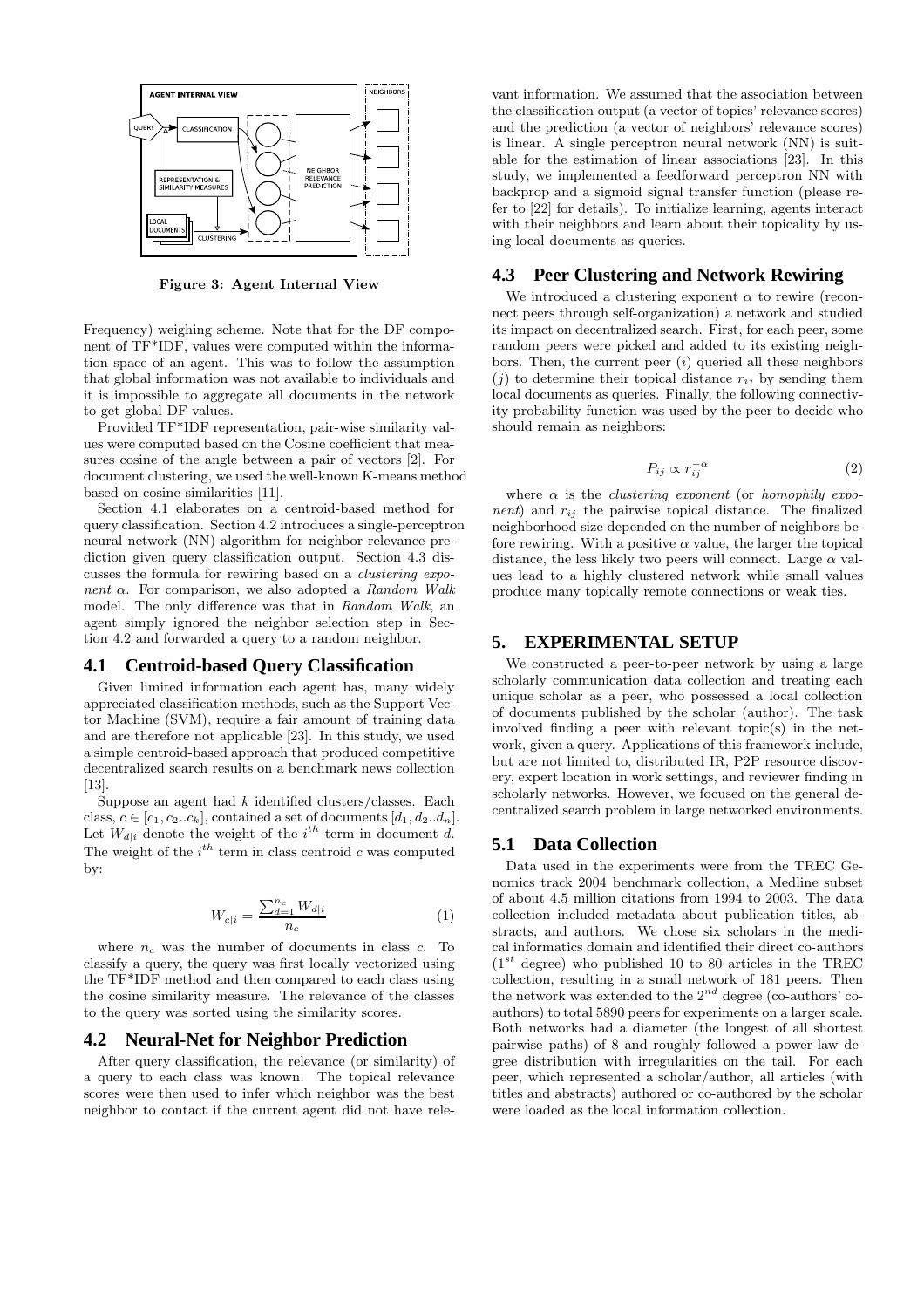Figure 3: Agent Internal View

Frequency) weighing scheme. Note that for the DF component of TF*IDF, values were computed within the information space of an agent. This was to follow the assumption that global information was not available to individuals and it is impossible to aggregate all documents in the network to get global DF values.

Provided TF*IDF representation, pair-wise similarity values were computed based on the Cosine coefficient that measures cosine of the angle between a pair of vectors [2]. For document clustering, we used the well-known K-means method based on cosine similarities [11].

Section 4.1 elaborates on a centroid-based method for query classification. Section 4.2 introduces a single-perceptron neural network (NN) algorithm for neighbor relevance prediction given query classification output. Section 4.3 discusses the formula for rewiring based on a *clustering exponent* $\alpha$. For comparison, we also adopted a *Random Walk* model. The only difference was that in *Random Walk*, an agent simply ignored the neighbor selection step in Section 4.2 and forwarded a query to a random neighbor.

## 4.1 Centroid-based Query Classification

Given limited information each agent has, many widely appreciated classification methods, such as the Support Vector Machine (SVM), require a fair amount of training data and are therefore not applicable [23]. In this study, we used a simple centroid-based approach that produced competitive decentralized search results on a benchmark news collection [13].

Suppose an agent had $k$ identified clusters/classes. Each class, $c \in [c_1, c_2..c_k]$, contained a set of documents $[d_1, d_2..d_n]$. Let $W_{d|i}$ denote the weight of the $i^{th}$ term in document $d$. The weight of the $i^{th}$ term in class centroid $c$ was computed by:

$$W_{c|i} = \frac{\sum_{d=1}^{n_c} W_{d|i}}{n_c} \tag{1}$$

where $n_c$ was the number of documents in class $c$. To classify a query, the query was first locally vectorized using the TF*IDF method and then compared to each class using the cosine similarity measure. The relevance of the classes to the query was sorted using the similarity scores.

## 4.2 Neural-Net for Neighbor Prediction

After query classification, the relevance (or similarity) of a query to each class was known. The topical relevance scores were then used to infer which neighbor was the best neighbor to contact if the current agent did not have relevant information. We assumed that the association between the classification output (a vector of topics' relevance scores) and the prediction (a vector of neighbors' relevance scores) is linear. A single perceptron neural network (NN) is suitable for the estimation of linear associations [23]. In this study, we implemented a feedforward perceptron NN with backprop and a sigmoid signal transfer function (please refer to [22] for details). To initialize learning, agents interact with their neighbors and learn about their topicality by using local documents as queries.

## 4.3 Peer Clustering and Network Rewiring

We introduced a clustering exponent $\alpha$ to rewire (reconnect peers through self-organization) a network and studied its impact on decentralized search. First, for each peer, some random peers were picked and added to its existing neighbors. Then, the current peer ($i$) queried all these neighbors ($j$) to determine their topical distance $r_{ij}$ by sending them local documents as queries. Finally, the following connectivity probability function was used by the peer to decide who should remain as neighbors:

$$P_{ij} \propto r_{ij}^{-\alpha} \tag{2}$$

where $\alpha$ is the *clustering exponent* (or *homophily exponent*) and $r_{ij}$ the pairwise topical distance. The finalized neighborhood size depended on the number of neighbors before rewiring. With a positive $\alpha$ value, the larger the topical distance, the less likely two peers will connect. Large $\alpha$ values lead to a highly clustered network while small values produce many topically remote connections or weak ties.

# 5. EXPERIMENTAL SETUP

We constructed a peer-to-peer network by using a large scholarly communication data collection and treating each unique scholar as a peer, who possessed a local collection of documents published by the scholar (author). The task involved finding a peer with relevant topic(s) in the network, given a query. Applications of this framework include, but are not limited to, distributed IR, P2P resource discovery, expert location in work settings, and reviewer finding in scholarly networks. However, we focused on the general decentralized search problem in large networked environments.

## 5.1 Data Collection

Data used in the experiments were from the TREC Genomics track 2004 benchmark collection, a Medline subset of about 4.5 million citations from 1994 to 2003. The data collection included metadata about publication titles, abstracts, and authors. We chose six scholars in the medical informatics domain and identified their direct co-authors ($1^{st}$ degree) who published 10 to 80 articles in the TREC collection, resulting in a small network of 181 peers. Then the network was extended to the $2^{nd}$ degree (co-authors' co-authors) to total 5890 peers for experiments on a larger scale. Both networks had a diameter (the longest of all shortest pairwise paths) of 8 and roughly followed a power-law degree distribution with irregularities on the tail. For each peer, which represented a scholar/author, all articles (with titles and abstracts) authored or co-authored by the scholar were loaded as the local information collection.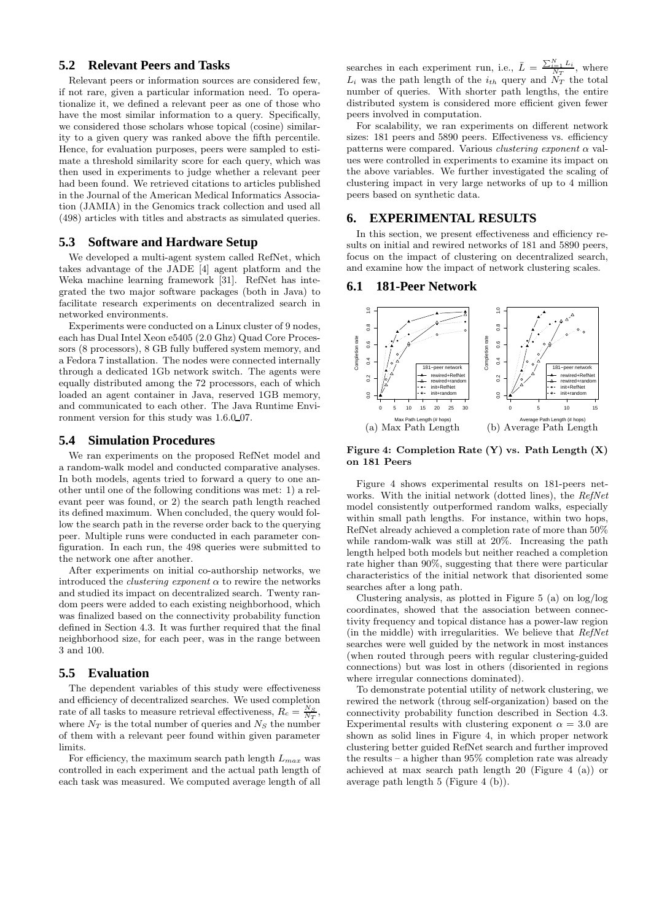## 5.2 Relevant Peers and Tasks

Relevant peers or information sources are considered few, if not rare, given a particular information need. To operationalize it, we defined a relevant peer as one of those who have the most similar information to a query. Specifically, we considered those scholars whose topical (cosine) similarity to a given query was ranked above the fifth percentile. Hence, for evaluation purposes, peers were sampled to estimate a threshold similarity score for each query, which was then used in experiments to judge whether a relevant peer had been found. We retrieved citations to articles published in the Journal of the American Medical Informatics Association (JAMIA) in the Genomics track collection and used all (498) articles with titles and abstracts as simulated queries.

## 5.3 Software and Hardware Setup

We developed a multi-agent system called RefNet, which takes advantage of the JADE [4] agent platform and the Weka machine learning framework [31]. RefNet has integrated the two major software packages (both in Java) to facilitate research experiments on decentralized search in networked environments.

Experiments were conducted on a Linux cluster of 9 nodes, each has Dual Intel Xeon e5405 (2.0 Ghz) Quad Core Processors (8 processors), 8 GB fully buffered system memory, and a Fedora 7 installation. The nodes were connected internally through a dedicated 1Gb network switch. The agents were equally distributed among the 72 processors, each of which loaded an agent container in Java, reserved 1GB memory, and communicated to each other. The Java Runtime Environment version for this study was 1.6.0_07.

## 5.4 Simulation Procedures

We ran experiments on the proposed RefNet model and a random-walk model and conducted comparative analyses. In both models, agents tried to forward a query to one another until one of the following conditions was met: 1) a relevant peer was found, or 2) the search path length reached its defined maximum. When concluded, the query would follow the search path in the reverse order back to the querying peer. Multiple runs were conducted in each parameter configuration. In each run, the 498 queries were submitted to the network one after another.

After experiments on initial co-authorship networks, we introduced the *clustering exponent* $\alpha$ to rewire the networks and studied its impact on decentralized search. Twenty random peers were added to each existing neighborhood, which was finalized based on the connectivity probability function defined in Section 4.3. It was further required that the final neighborhood size, for each peer, was in the range between 3 and 100.

## 5.5 Evaluation

The dependent variables of this study were effectiveness and efficiency of decentralized searches. We used completion rate of all tasks to measure retrieval effectiveness, $R_c = \frac{N_S}{N_T}$, where $N_T$ is the total number of queries and $N_S$ the number of them with a relevant peer found within given parameter limits.

For efficiency, the maximum search path length $L_{max}$ was controlled in each experiment and the actual path length of each task was measured. We computed average length of all searches in each experiment run, i.e., $\bar{L} = \frac{\sum_{i=1}^{N} L_i}{N_T}$, where $L_i$ was the path length of the $i_{th}$ query and $N_T$ the total number of queries. With shorter path lengths, the entire distributed system is considered more efficient given fewer peers involved in computation.

For scalability, we ran experiments on different network sizes: 181 peers and 5890 peers. Effectiveness vs. efficiency patterns were compared. Various *clustering exponent* $\alpha$ values were controlled in experiments to examine its impact on the above variables. We further investigated the scaling of clustering impact in very large networks of up to 4 million peers based on synthetic data.

# 6. EXPERIMENTAL RESULTS

In this section, we present effectiveness and efficiency results on initial and rewired networks of 181 and 5890 peers, focus on the impact of clustering on decentralized search, and examine how the impact of network clustering scales.

## 6.1 181-Peer Network

(a) Max Path Length (b) Average Path Length

**Figure 4: Completion Rate (Y) vs. Path Length (X) on 181 Peers**

Figure 4 shows experimental results on 181-peers networks. With the initial network (dotted lines), the *RefNet* model consistently outperformed random walks, especially within small path lengths. For instance, within two hops, RefNet already achieved a completion rate of more than 50% while random-walk was still at 20%. Increasing the path length helped both models but neither reached a completion rate higher than 90%, suggesting that there were particular characteristics of the initial network that disoriented some searches after a long path.

Clustering analysis, as plotted in Figure 5 (a) on log/log coordinates, showed that the association between connectivity frequency and topical distance has a power-law region (in the middle) with irregularities. We believe that *RefNet* searches were well guided by the network in most instances (when routed through peers with regular clustering-guided connections) but was lost in others (disoriented in regions where irregular connections dominated).

To demonstrate potential utility of network clustering, we rewired the network (throug self-organization) based on the connectivity probability function described in Section 4.3. Experimental results with clustering exponent $\alpha = 3.0$ are shown as solid lines in Figure 4, in which proper network clustering better guided RefNet search and further improved the results – a higher than 95% completion rate was already achieved at max search path length 20 (Figure 4 (a)) or average path length 5 (Figure 4 (b)).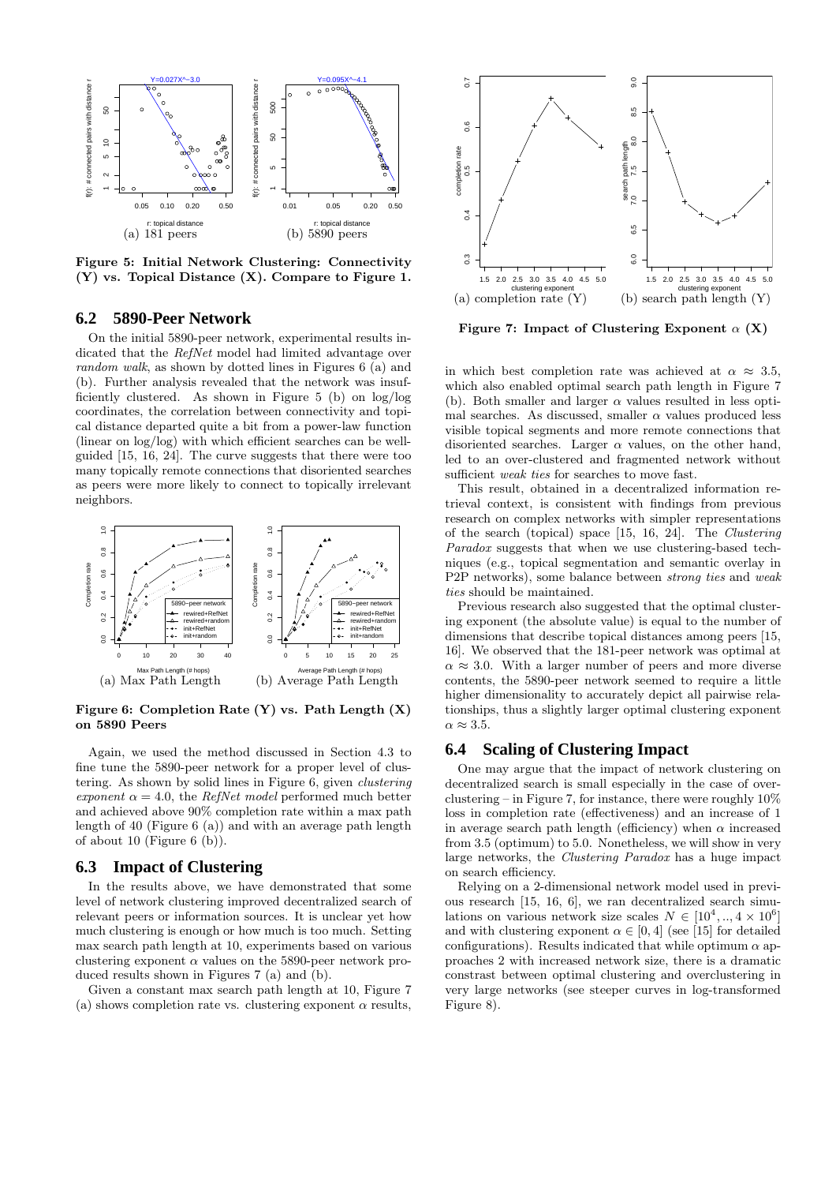Figure 5: **Initial Network Clustering: Connectivity (Y) vs. Topical Distance (X). Compare to Figure 1.**

(a) 181 peers

(b) 5890 peers

## 6.2 5890-Peer Network

On the initial 5890-peer network, experimental results indicated that the *RefNet* model had limited advantage over *random walk*, as shown by dotted lines in Figures 6 (a) and (b). Further analysis revealed that the network was insufficiently clustered. As shown in Figure 5 (b) on log/log coordinates, the correlation between connectivity and topical distance departed quite a bit from a power-law function (linear on log/log) with which efficient searches can be well-guided [15, 16, 24]. The curve suggests that there were too many topically remote connections that disoriented searches as peers were more likely to connect to topically irrelevant neighbors.

(a) Max Path Length

(b) Average Path Length

**Figure 6: Completion Rate (Y) vs. Path Length (X) on 5890 Peers**

Again, we used the method discussed in Section 4.3 to fine tune the 5890-peer network for a proper level of clustering. As shown by solid lines in Figure 6, given *clustering exponent* $\alpha = 4.0$, the *RefNet model* performed much better and achieved above 90% completion rate within a max path length of 40 (Figure 6 (a)) and with an average path length of about 10 (Figure 6 (b)).

## 6.3 Impact of Clustering

In the results above, we have demonstrated that some level of network clustering improved decentralized search of relevant peers or information sources. It is unclear yet how much clustering is enough or how much is too much. Setting max search path length at 10, experiments based on various clustering exponent $\alpha$ values on the 5890-peer network produced results shown in Figures 7 (a) and (b).

Given a constant max search path length at 10, Figure 7 (a) shows completion rate vs. clustering exponent $\alpha$ results,

(a) completion rate (Y)

(b) search path length (Y)

**Figure 7: Impact of Clustering Exponent $\alpha$ (X)**

in which best completion rate was achieved at $\alpha \approx 3.5$, which also enabled optimal search path length in Figure 7 (b). Both smaller and larger $\alpha$ values resulted in less optimal searches. As discussed, smaller $\alpha$ values produced less visible topical segments and more remote connections that disoriented searches. Larger $\alpha$ values, on the other hand, led to an over-clustered and fragmented network without sufficient *weak ties* for searches to move fast.

This result, obtained in a decentralized information retrieval context, is consistent with findings from previous research on complex networks with simpler representations of the search (topical) space [15, 16, 24]. The *Clustering Paradox* suggests that when we use clustering-based techniques (e.g., topical segmentation and semantic overlay in P2P networks), some balance between *strong ties* and *weak ties* should be maintained.

Previous research also suggested that the optimal clustering exponent (the absolute value) is equal to the number of dimensions that describe topical distances among peers [15, 16]. We observed that the 181-peer network was optimal at $\alpha \approx 3.0$. With a larger number of peers and more diverse contents, the 5890-peer network seemed to require a little higher dimensionality to accurately depict all pairwise relationships, thus a slightly larger optimal clustering exponent $\alpha \approx 3.5$.

## 6.4 Scaling of Clustering Impact

One may argue that the impact of network clustering on decentralized search is small especially in the case of over-clustering – in Figure 7, for instance, there were roughly 10% loss in completion rate (effectiveness) and an increase of 1 in average search path length (efficiency) when $\alpha$ increased from 3.5 (optimum) to 5.0. Nonetheless, we will show in very large networks, the *Clustering Paradox* has a huge impact on search efficiency.

Relying on a 2-dimensional network model used in previous research [15, 16, 6], we ran decentralized search simulations on various network size scales $N \in [10^4, .., 4 \times 10^6]$ and with clustering exponent $\alpha \in [0, 4]$ (see [15] for detailed configurations). Results indicated that while optimum $\alpha$ approaches 2 with increased network size, there is a dramatic constrast between optimal clustering and overclustering in very large networks (see steeper curves in log-transformed Figure 8).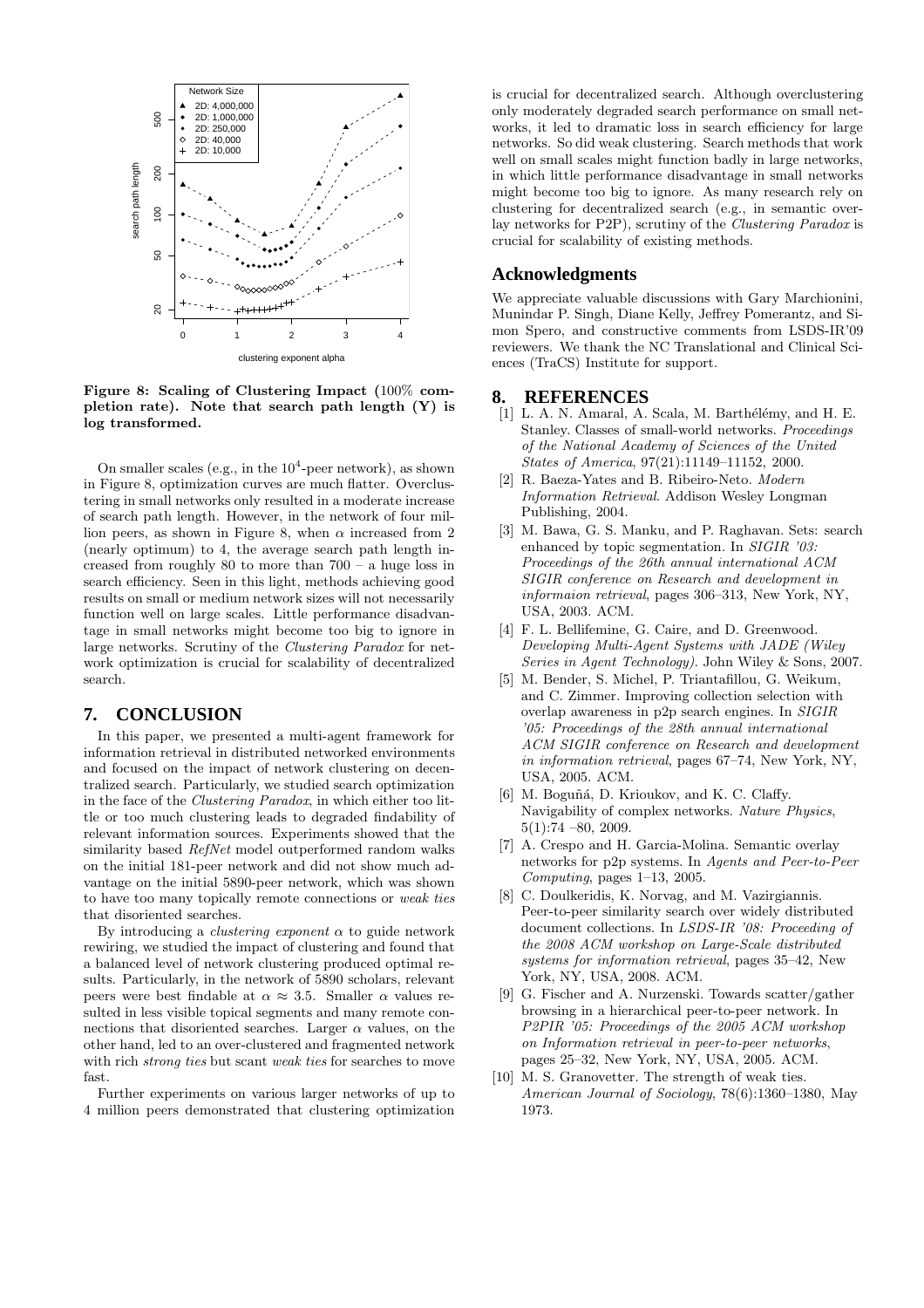Figure 8: Scaling of Clustering Impact (100% completion rate). Note that search path length (Y) is log transformed.

On smaller scales (e.g., in the $10^4$-peer network), as shown in Figure 8, optimization curves are much flatter. Overclustering in small networks only resulted in a moderate increase of search path length. However, in the network of four million peers, as shown in Figure 8, when $\alpha$ increased from 2 (nearly optimum) to 4, the average search path length increased from roughly 80 to more than 700 – a huge loss in search efficiency. Seen in this light, methods achieving good results on small or medium network sizes will not necessarily function well on large scales. Little performance disadvantage in small networks might become too big to ignore in large networks. Scrutiny of the *Clustering Paradox* for network optimization is crucial for scalability of decentralized search.

## 7. CONCLUSION

In this paper, we presented a multi-agent framework for information retrieval in distributed networked environments and focused on the impact of network clustering on decentralized search. Particularly, we studied search optimization in the face of the *Clustering Paradox*, in which either too little or too much clustering leads to degraded findability of relevant information sources. Experiments showed that the similarity based *RefNet* model outperformed random walks on the initial 181-peer network and did not show much advantage on the initial 5890-peer network, which was shown to have too many topically remote connections or *weak ties* that disoriented searches.

By introducing a *clustering exponent* $\alpha$ to guide network rewiring, we studied the impact of clustering and found that a balanced level of network clustering produced optimal results. Particularly, in the network of 5890 scholars, relevant peers were best findable at $\alpha \approx 3.5$. Smaller $\alpha$ values resulted in less visible topical segments and many remote connections that disoriented searches. Larger $\alpha$ values, on the other hand, led to an over-clustered and fragmented network with rich *strong ties* but scant *weak ties* for searches to move fast.

Further experiments on various larger networks of up to 4 million peers demonstrated that clustering optimization is crucial for decentralized search. Although overclustering only moderately degraded search performance on small networks, it led to dramatic loss in search efficiency for large networks. So did weak clustering. Search methods that work well on small scales might function badly in large networks, in which little performance disadvantage in small networks might become too big to ignore. As many research rely on clustering for decentralized search (e.g., in semantic overlay networks for P2P), scrutiny of the *Clustering Paradox* is crucial for scalability of existing methods.

## Acknowledgments

We appreciate valuable discussions with Gary Marchionini, Munindar P. Singh, Diane Kelly, Jeffrey Pomerantz, and Simon Spero, and constructive comments from LSDS-IR'09 reviewers. We thank the NC Translational and Clinical Sciences (TraCS) Institute for support.

## 8. REFERENCES

[1] L. A. N. Amaral, A. Scala, M. Barthélémy, and H. E. Stanley. Classes of small-world networks. *Proceedings of the National Academy of Sciences of the United States of America*, 97(21):11149–11152, 2000.

[2] R. Baeza-Yates and B. Ribeiro-Neto. *Modern Information Retrieval*. Addison Wesley Longman Publishing, 2004.

[3] M. Bawa, G. S. Manku, and P. Raghavan. Sets: search enhanced by topic segmentation. In *SIGIR '03: Proceedings of the 26th annual international ACM SIGIR conference on Research and development in informaion retrieval*, pages 306–313, New York, NY, USA, 2003. ACM.

[4] F. L. Bellifemine, G. Caire, and D. Greenwood. *Developing Multi-Agent Systems with JADE (Wiley Series in Agent Technology)*. John Wiley & Sons, 2007.

[5] M. Bender, S. Michel, P. Triantafillou, G. Weikum, and C. Zimmer. Improving collection selection with overlap awareness in p2p search engines. In *SIGIR '05: Proceedings of the 28th annual international ACM SIGIR conference on Research and development in information retrieval*, pages 67–74, New York, NY, USA, 2005. ACM.

[6] M. Boguñá, D. Krioukov, and K. C. Claffy. Navigability of complex networks. *Nature Physics*, 5(1):74 –80, 2009.

[7] A. Crespo and H. Garcia-Molina. Semantic overlay networks for p2p systems. In *Agents and Peer-to-Peer Computing*, pages 1–13, 2005.

[8] C. Doulkeridis, K. Norvag, and M. Vazirgiannis. Peer-to-peer similarity search over widely distributed document collections. In *LSDS-IR '08: Proceeding of the 2008 ACM workshop on Large-Scale distributed systems for information retrieval*, pages 35–42, New York, NY, USA, 2008. ACM.

[9] G. Fischer and A. Nurzenski. Towards scatter/gather browsing in a hierarchical peer-to-peer network. In *P2PIR '05: Proceedings of the 2005 ACM workshop on Information retrieval in peer-to-peer networks*, pages 25–32, New York, NY, USA, 2005. ACM.

[10] M. S. Granovetter. The strength of weak ties. *American Journal of Sociology*, 78(6):1360–1380, May 1973.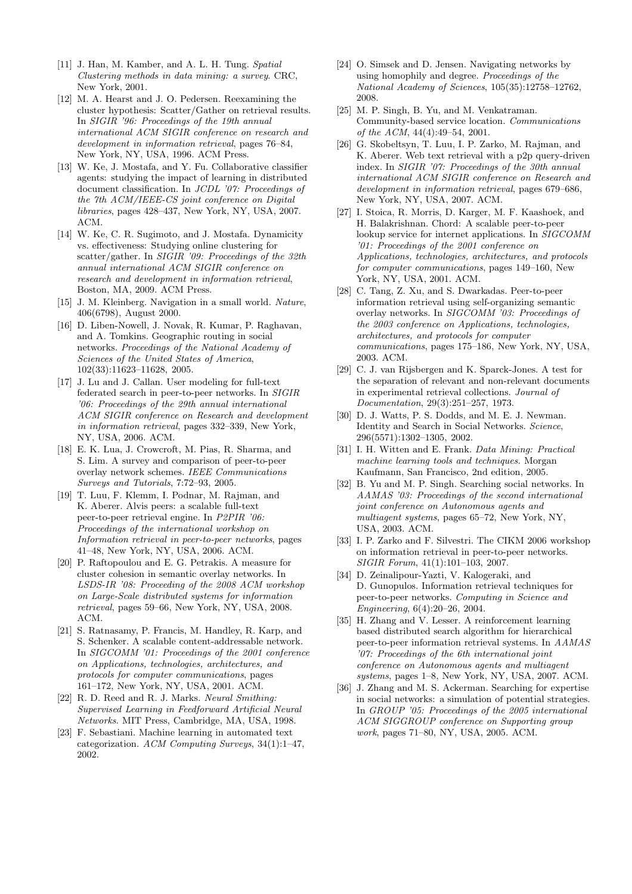[11] J. Han, M. Kamber, and A. L. H. Tung. *Spatial Clustering methods in data mining: a survey*. CRC, New York, 2001.

[12] M. A. Hearst and J. O. Pedersen. Reexamining the cluster hypothesis: Scatter/Gather on retrieval results. In *SIGIR '96: Proceedings of the 19th annual international ACM SIGIR conference on research and development in information retrieval*, pages 76–84, New York, NY, USA, 1996. ACM Press.

[13] W. Ke, J. Mostafa, and Y. Fu. Collaborative classifier agents: studying the impact of learning in distributed document classification. In *JCDL '07: Proceedings of the 7th ACM/IEEE-CS joint conference on Digital libraries*, pages 428–437, New York, NY, USA, 2007. ACM.

[14] W. Ke, C. R. Sugimoto, and J. Mostafa. Dynamicity vs. effectiveness: Studying online clustering for scatter/gather. In *SIGIR '09: Proceedings of the 32th annual international ACM SIGIR conference on research and development in information retrieval*, Boston, MA, 2009. ACM Press.

[15] J. M. Kleinberg. Navigation in a small world. *Nature*, 406(6798), August 2000.

[16] D. Liben-Nowell, J. Novak, R. Kumar, P. Raghavan, and A. Tomkins. Geographic routing in social networks. *Proceedings of the National Academy of Sciences of the United States of America*, 102(33):11623–11628, 2005.

[17] J. Lu and J. Callan. User modeling for full-text federated search in peer-to-peer networks. In *SIGIR '06: Proceedings of the 29th annual international ACM SIGIR conference on Research and development in information retrieval*, pages 332–339, New York, NY, USA, 2006. ACM.

[18] E. K. Lua, J. Crowcroft, M. Pias, R. Sharma, and S. Lim. A survey and comparison of peer-to-peer overlay network schemes. *IEEE Communications Surveys and Tutorials*, 7:72–93, 2005.

[19] T. Luu, F. Klemm, I. Podnar, M. Rajman, and K. Aberer. Alvis peers: a scalable full-text peer-to-peer retrieval engine. In *P2PIR '06: Proceedings of the international workshop on Information retrieval in peer-to-peer networks*, pages 41–48, New York, NY, USA, 2006. ACM.

[20] P. Raftopoulou and E. G. Petrakis. A measure for cluster cohesion in semantic overlay networks. In *LSDS-IR '08: Proceeding of the 2008 ACM workshop on Large-Scale distributed systems for information retrieval*, pages 59–66, New York, NY, USA, 2008. ACM.

[21] S. Ratnasamy, P. Francis, M. Handley, R. Karp, and S. Schenker. A scalable content-addressable network. In *SIGCOMM '01: Proceedings of the 2001 conference on Applications, technologies, architectures, and protocols for computer communications*, pages 161–172, New York, NY, USA, 2001. ACM.

[22] R. D. Reed and R. J. Marks. *Neural Smithing: Supervised Learning in Feedforward Artificial Neural Networks*. MIT Press, Cambridge, MA, USA, 1998.

[23] F. Sebastiani. Machine learning in automated text categorization. *ACM Computing Surveys*, 34(1):1–47, 2002.

[24] O. Simsek and D. Jensen. Navigating networks by using homophily and degree. *Proceedings of the National Academy of Sciences*, 105(35):12758–12762, 2008.

[25] M. P. Singh, B. Yu, and M. Venkatraman. Community-based service location. *Communications of the ACM*, 44(4):49–54, 2001.

[26] G. Skobeltsyn, T. Luu, I. P. Zarko, M. Rajman, and K. Aberer. Web text retrieval with a p2p query-driven index. In *SIGIR '07: Proceedings of the 30th annual international ACM SIGIR conference on Research and development in information retrieval*, pages 679–686, New York, NY, USA, 2007. ACM.

[27] I. Stoica, R. Morris, D. Karger, M. F. Kaashoek, and H. Balakrishnan. Chord: A scalable peer-to-peer lookup service for internet applications. In *SIGCOMM '01: Proceedings of the 2001 conference on Applications, technologies, architectures, and protocols for computer communications*, pages 149–160, New York, NY, USA, 2001. ACM.

[28] C. Tang, Z. Xu, and S. Dwarkadas. Peer-to-peer information retrieval using self-organizing semantic overlay networks. In *SIGCOMM '03: Proceedings of the 2003 conference on Applications, technologies, architectures, and protocols for computer communications*, pages 175–186, New York, NY, USA, 2003. ACM.

[29] C. J. van Rijsbergen and K. Sparck-Jones. A test for the separation of relevant and non-relevant documents in experimental retrieval collections. *Journal of Documentation*, 29(3):251–257, 1973.

[30] D. J. Watts, P. S. Dodds, and M. E. J. Newman. Identity and Search in Social Networks. *Science*, 296(5571):1302–1305, 2002.

[31] I. H. Witten and E. Frank. *Data Mining: Practical machine learning tools and techniques*. Morgan Kaufmann, San Francisco, 2nd edition, 2005.

[32] B. Yu and M. P. Singh. Searching social networks. In *AAMAS '03: Proceedings of the second international joint conference on Autonomous agents and multiagent systems*, pages 65–72, New York, NY, USA, 2003. ACM.

[33] I. P. Zarko and F. Silvestri. The CIKM 2006 workshop on information retrieval in peer-to-peer networks. *SIGIR Forum*, 41(1):101–103, 2007.

[34] D. Zeinalipour-Yazti, V. Kalogeraki, and D. Gunopulos. Information retrieval techniques for peer-to-peer networks. *Computing in Science and Engineering*, 6(4):20–26, 2004.

[35] H. Zhang and V. Lesser. A reinforcement learning based distributed search algorithm for hierarchical peer-to-peer information retrieval systems. In *AAMAS '07: Proceedings of the 6th international joint conference on Autonomous agents and multiagent systems*, pages 1–8, New York, NY, USA, 2007. ACM.

[36] J. Zhang and M. S. Ackerman. Searching for expertise in social networks: a simulation of potential strategies. In *GROUP '05: Proceedings of the 2005 international ACM SIGGROUP conference on Supporting group work*, pages 71–80, NY, USA, 2005. ACM.